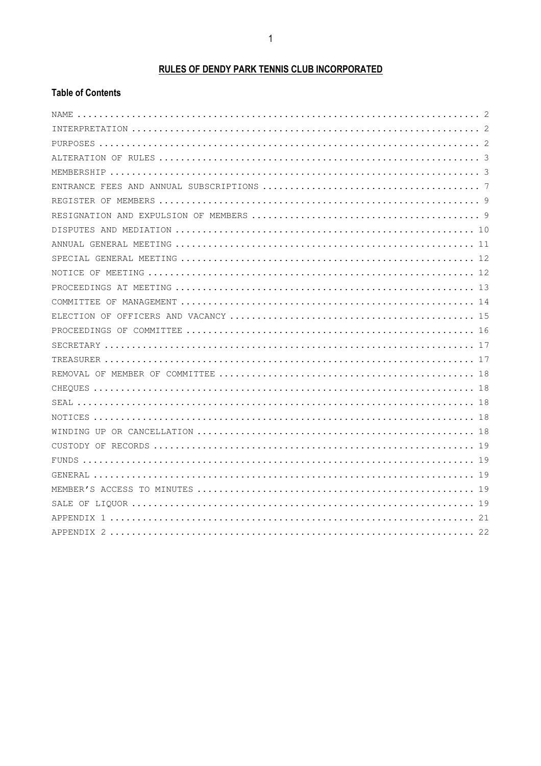# RULES OF DENDY PARK TENNIS CLUB INCORPORATED

## Table of Contents

| | |
|---|---|
| NAME | 2 |
| INTERPRETATION | 2 |
| PURPOSES | 2 |
| ALTERATION OF RULES | 3 |
| MEMBERSHIP | 3 |
| ENTRANCE FEES AND ANNUAL SUBSCRIPTIONS | 7 |
| REGISTER OF MEMBERS | 9 |
| RESIGNATION AND EXPULSION OF MEMBERS | 9 |
| DISPUTES AND MEDIATION | 10 |
| ANNUAL GENERAL MEETING | 11 |
| SPECIAL GENERAL MEETING | 12 |
| NOTICE OF MEETING | 12 |
| PROCEEDINGS AT MEETING | 13 |
| COMMITTEE OF MANAGEMENT | 14 |
| ELECTION OF OFFICERS AND VACANCY | 15 |
| PROCEEDINGS OF COMMITTEE | 16 |
| SECRETARY | 17 |
| TREASURER | 17 |
| REMOVAL OF MEMBER OF COMMITTEE | 18 |
| CHEQUES | 18 |
| SEAL | 18 |
| NOTICES | 18 |
| WINDING UP OR CANCELLATION | 18 |
| CUSTODY OF RECORDS | 19 |
| FUNDS | 19 |
| GENERAL | 19 |
| MEMBER'S ACCESS TO MINUTES | 19 |
| SALE OF LIQUOR | 19 |
| APPENDIX 1 | 21 |
| APPENDIX 2 | 22 |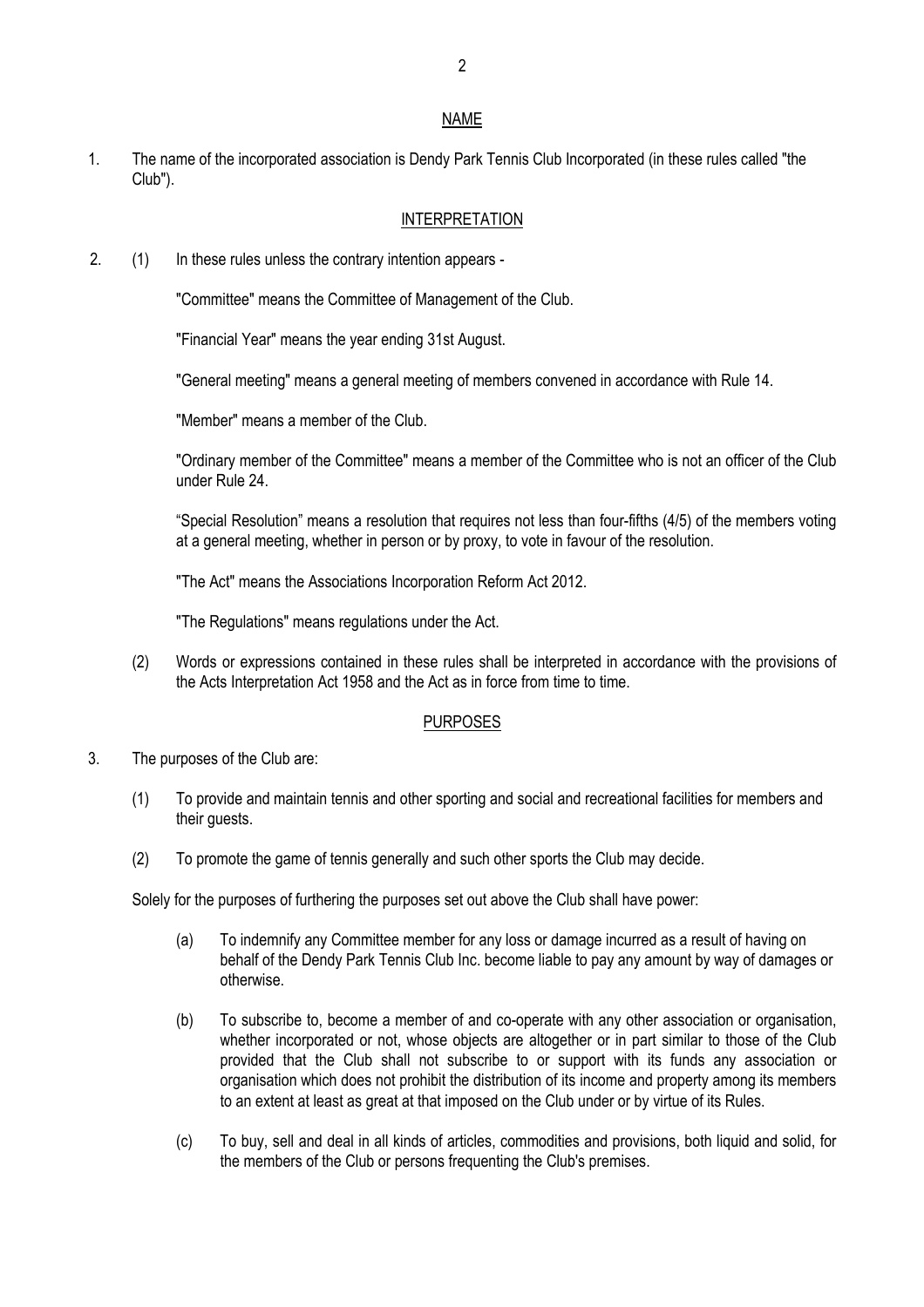## NAME

1. The name of the incorporated association is Dendy Park Tennis Club Incorporated (in these rules called "the Club").

## INTERPRETATION

2. (1) In these rules unless the contrary intention appears -

   "Committee" means the Committee of Management of the Club.

   "Financial Year" means the year ending 31st August.

   "General meeting" means a general meeting of members convened in accordance with Rule 14.

   "Member" means a member of the Club.

   "Ordinary member of the Committee" means a member of the Committee who is not an officer of the Club under Rule 24.

   "Special Resolution" means a resolution that requires not less than four-fifths (4/5) of the members voting at a general meeting, whether in person or by proxy, to vote in favour of the resolution.

   "The Act" means the Associations Incorporation Reform Act 2012.

   "The Regulations" means regulations under the Act.

   (2) Words or expressions contained in these rules shall be interpreted in accordance with the provisions of the Acts Interpretation Act 1958 and the Act as in force from time to time.

## PURPOSES

3. The purposes of the Club are:

   (1) To provide and maintain tennis and other sporting and social and recreational facilities for members and their guests.

   (2) To promote the game of tennis generally and such other sports the Club may decide.

   Solely for the purposes of furthering the purposes set out above the Club shall have power:

   (a) To indemnify any Committee member for any loss or damage incurred as a result of having on behalf of the Dendy Park Tennis Club Inc. become liable to pay any amount by way of damages or otherwise.

   (b) To subscribe to, become a member of and co-operate with any other association or organisation, whether incorporated or not, whose objects are altogether or in part similar to those of the Club provided that the Club shall not subscribe to or support with its funds any association or organisation which does not prohibit the distribution of its income and property among its members to an extent at least as great at that imposed on the Club under or by virtue of its Rules.

   (c) To buy, sell and deal in all kinds of articles, commodities and provisions, both liquid and solid, for the members of the Club or persons frequenting the Club's premises.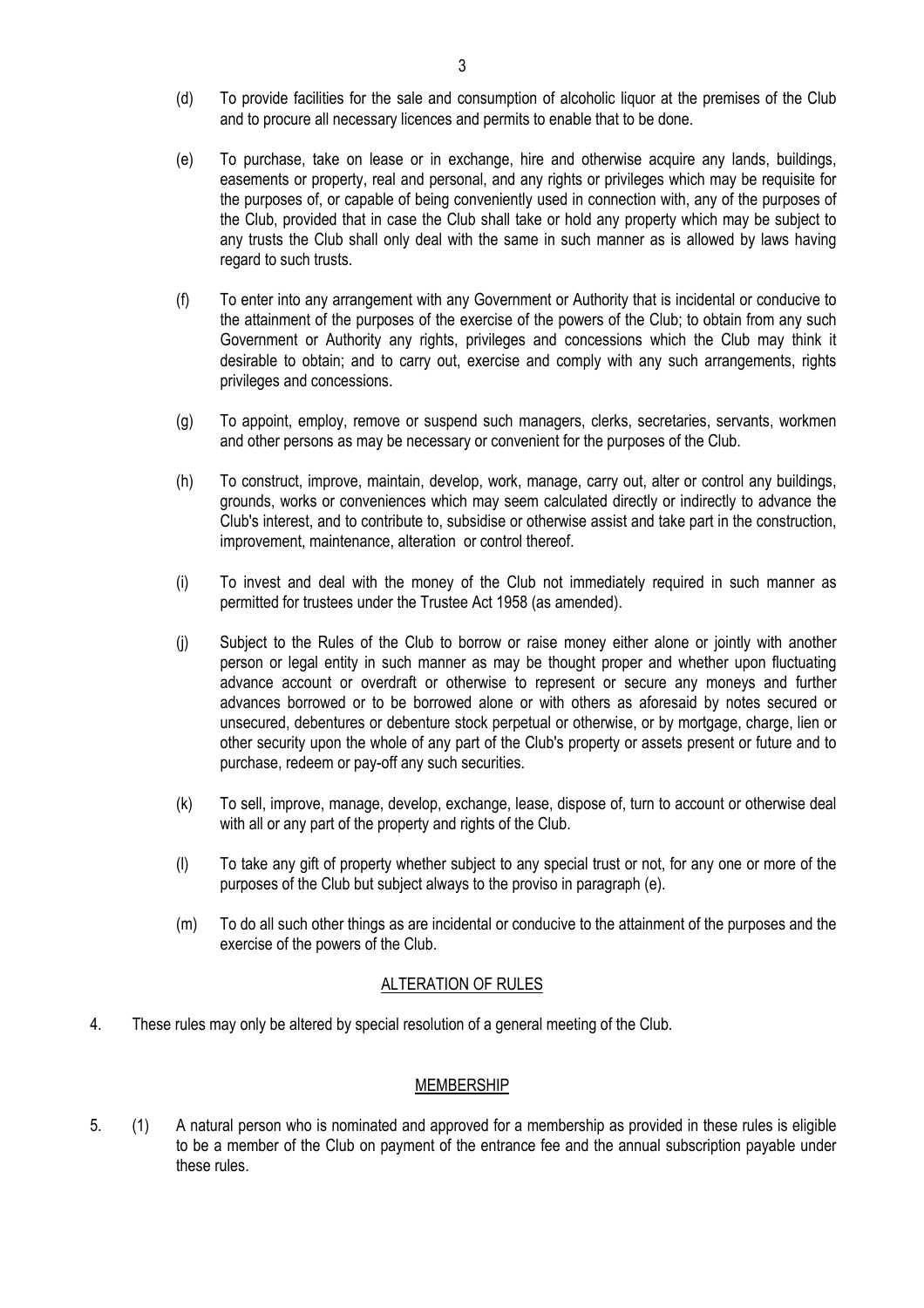(d) To provide facilities for the sale and consumption of alcoholic liquor at the premises of the Club and to procure all necessary licences and permits to enable that to be done.

(e) To purchase, take on lease or in exchange, hire and otherwise acquire any lands, buildings, easements or property, real and personal, and any rights or privileges which may be requisite for the purposes of, or capable of being conveniently used in connection with, any of the purposes of the Club, provided that in case the Club shall take or hold any property which may be subject to any trusts the Club shall only deal with the same in such manner as is allowed by laws having regard to such trusts.

(f) To enter into any arrangement with any Government or Authority that is incidental or conducive to the attainment of the purposes of the exercise of the powers of the Club; to obtain from any such Government or Authority any rights, privileges and concessions which the Club may think it desirable to obtain; and to carry out, exercise and comply with any such arrangements, rights privileges and concessions.

(g) To appoint, employ, remove or suspend such managers, clerks, secretaries, servants, workmen and other persons as may be necessary or convenient for the purposes of the Club.

(h) To construct, improve, maintain, develop, work, manage, carry out, alter or control any buildings, grounds, works or conveniences which may seem calculated directly or indirectly to advance the Club's interest, and to contribute to, subsidise or otherwise assist and take part in the construction, improvement, maintenance, alteration or control thereof.

(i) To invest and deal with the money of the Club not immediately required in such manner as permitted for trustees under the Trustee Act 1958 (as amended).

(j) Subject to the Rules of the Club to borrow or raise money either alone or jointly with another person or legal entity in such manner as may be thought proper and whether upon fluctuating advance account or overdraft or otherwise to represent or secure any moneys and further advances borrowed or to be borrowed alone or with others as aforesaid by notes secured or unsecured, debentures or debenture stock perpetual or otherwise, or by mortgage, charge, lien or other security upon the whole of any part of the Club's property or assets present or future and to purchase, redeem or pay-off any such securities.

(k) To sell, improve, manage, develop, exchange, lease, dispose of, turn to account or otherwise deal with all or any part of the property and rights of the Club.

(l) To take any gift of property whether subject to any special trust or not, for any one or more of the purposes of the Club but subject always to the proviso in paragraph (e).

(m) To do all such other things as are incidental or conducive to the attainment of the purposes and the exercise of the powers of the Club.

## ALTERATION OF RULES

4. These rules may only be altered by special resolution of a general meeting of the Club.

## MEMBERSHIP

5. (1) A natural person who is nominated and approved for a membership as provided in these rules is eligible to be a member of the Club on payment of the entrance fee and the annual subscription payable under these rules.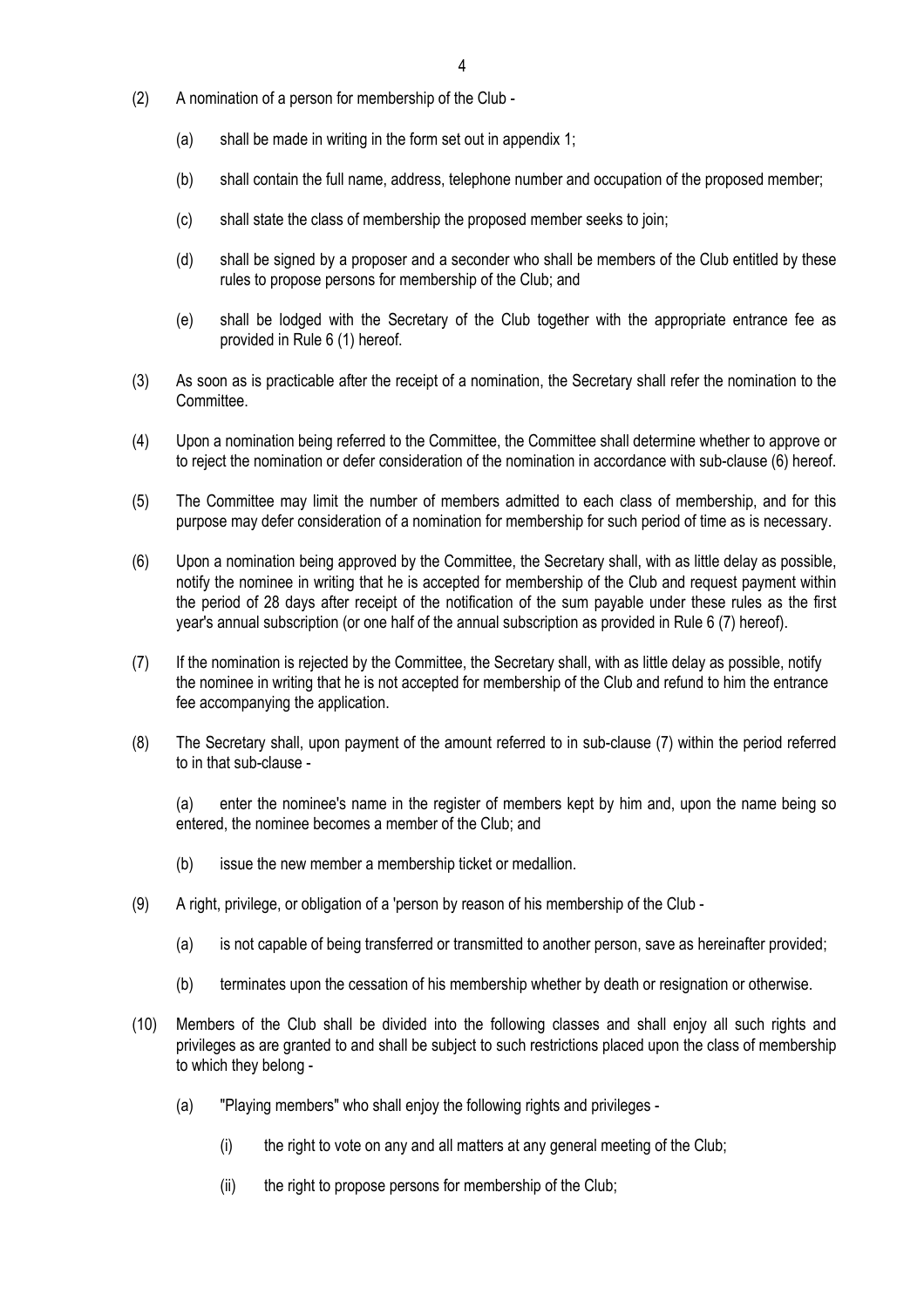(2) A nomination of a person for membership of the Club -

 (a) shall be made in writing in the form set out in appendix 1;

 (b) shall contain the full name, address, telephone number and occupation of the proposed member;

 (c) shall state the class of membership the proposed member seeks to join;

 (d) shall be signed by a proposer and a seconder who shall be members of the Club entitled by these rules to propose persons for membership of the Club; and

 (e) shall be lodged with the Secretary of the Club together with the appropriate entrance fee as provided in Rule 6 (1) hereof.

(3) As soon as is practicable after the receipt of a nomination, the Secretary shall refer the nomination to the Committee.

(4) Upon a nomination being referred to the Committee, the Committee shall determine whether to approve or to reject the nomination or defer consideration of the nomination in accordance with sub-clause (6) hereof.

(5) The Committee may limit the number of members admitted to each class of membership, and for this purpose may defer consideration of a nomination for membership for such period of time as is necessary.

(6) Upon a nomination being approved by the Committee, the Secretary shall, with as little delay as possible, notify the nominee in writing that he is accepted for membership of the Club and request payment within the period of 28 days after receipt of the notification of the sum payable under these rules as the first year's annual subscription (or one half of the annual subscription as provided in Rule 6 (7) hereof).

(7) If the nomination is rejected by the Committee, the Secretary shall, with as little delay as possible, notify the nominee in writing that he is not accepted for membership of the Club and refund to him the entrance fee accompanying the application.

(8) The Secretary shall, upon payment of the amount referred to in sub-clause (7) within the period referred to in that sub-clause -

 (a) enter the nominee's name in the register of members kept by him and, upon the name being so entered, the nominee becomes a member of the Club; and

 (b) issue the new member a membership ticket or medallion.

(9) A right, privilege, or obligation of a 'person by reason of his membership of the Club -

 (a) is not capable of being transferred or transmitted to another person, save as hereinafter provided;

 (b) terminates upon the cessation of his membership whether by death or resignation or otherwise.

(10) Members of the Club shall be divided into the following classes and shall enjoy all such rights and privileges as are granted to and shall be subject to such restrictions placed upon the class of membership to which they belong -

 (a) "Playing members" who shall enjoy the following rights and privileges -

  (i) the right to vote on any and all matters at any general meeting of the Club;

  (ii) the right to propose persons for membership of the Club;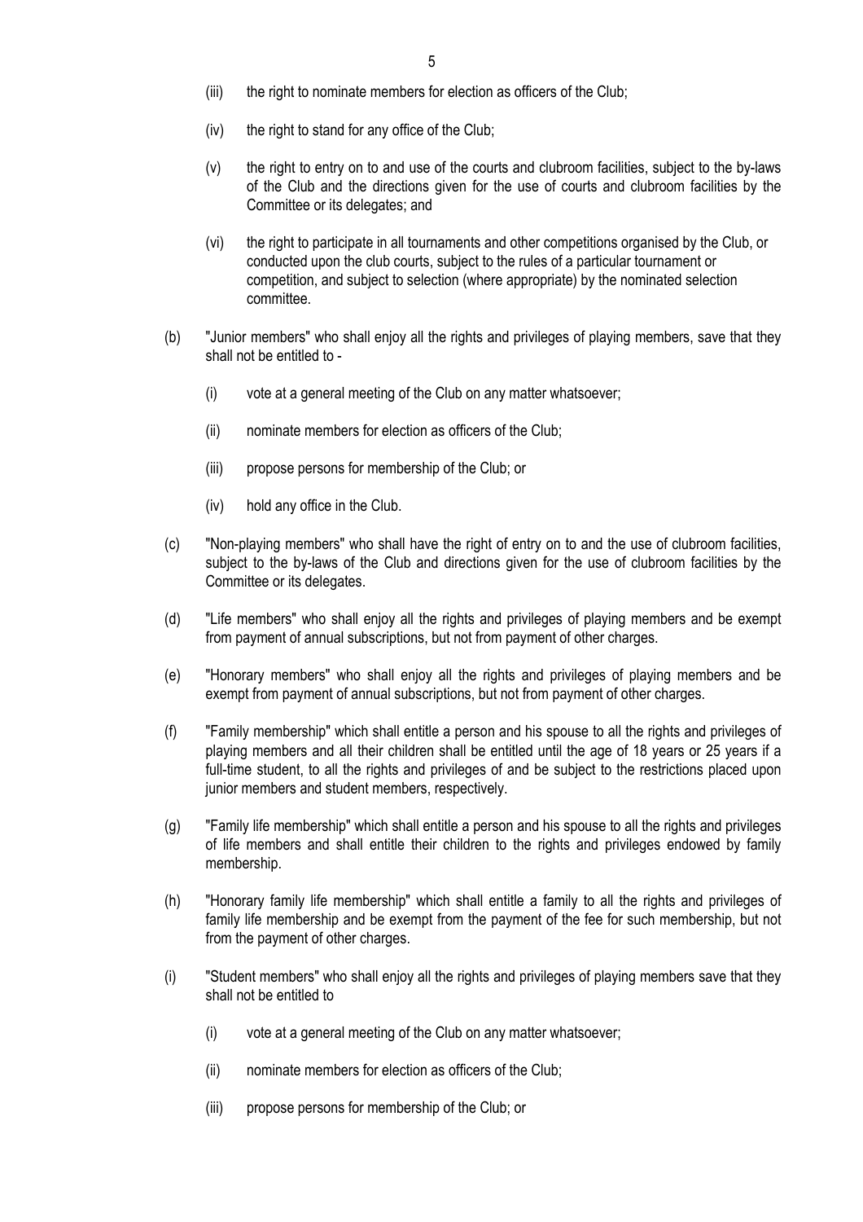(iii) the right to nominate members for election as officers of the Club;

(iv) the right to stand for any office of the Club;

(v) the right to entry on to and use of the courts and clubroom facilities, subject to the by-laws of the Club and the directions given for the use of courts and clubroom facilities by the Committee or its delegates; and

(vi) the right to participate in all tournaments and other competitions organised by the Club, or conducted upon the club courts, subject to the rules of a particular tournament or competition, and subject to selection (where appropriate) by the nominated selection committee.

(b) "Junior members" who shall enjoy all the rights and privileges of playing members, save that they shall not be entitled to -

(i) vote at a general meeting of the Club on any matter whatsoever;

(ii) nominate members for election as officers of the Club;

(iii) propose persons for membership of the Club; or

(iv) hold any office in the Club.

(c) "Non-playing members" who shall have the right of entry on to and the use of clubroom facilities, subject to the by-laws of the Club and directions given for the use of clubroom facilities by the Committee or its delegates.

(d) "Life members" who shall enjoy all the rights and privileges of playing members and be exempt from payment of annual subscriptions, but not from payment of other charges.

(e) "Honorary members" who shall enjoy all the rights and privileges of playing members and be exempt from payment of annual subscriptions, but not from payment of other charges.

(f) "Family membership" which shall entitle a person and his spouse to all the rights and privileges of playing members and all their children shall be entitled until the age of 18 years or 25 years if a full-time student, to all the rights and privileges of and be subject to the restrictions placed upon junior members and student members, respectively.

(g) "Family life membership" which shall entitle a person and his spouse to all the rights and privileges of life members and shall entitle their children to the rights and privileges endowed by family membership.

(h) "Honorary family life membership" which shall entitle a family to all the rights and privileges of family life membership and be exempt from the payment of the fee for such membership, but not from the payment of other charges.

(i) "Student members" who shall enjoy all the rights and privileges of playing members save that they shall not be entitled to

(i) vote at a general meeting of the Club on any matter whatsoever;

(ii) nominate members for election as officers of the Club;

(iii) propose persons for membership of the Club; or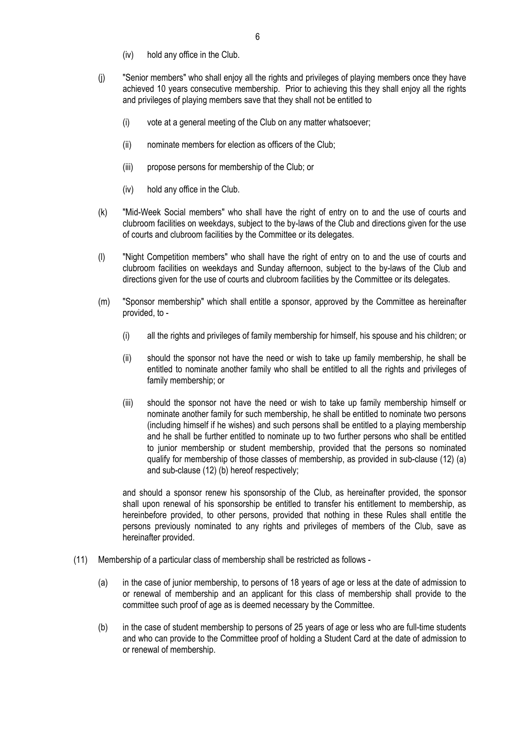(iv) hold any office in the Club.

(j) "Senior members" who shall enjoy all the rights and privileges of playing members once they have achieved 10 years consecutive membership. Prior to achieving this they shall enjoy all the rights and privileges of playing members save that they shall not be entitled to

(i) vote at a general meeting of the Club on any matter whatsoever;

(ii) nominate members for election as officers of the Club;

(iii) propose persons for membership of the Club; or

(iv) hold any office in the Club.

(k) "Mid-Week Social members" who shall have the right of entry on to and the use of courts and clubroom facilities on weekdays, subject to the by-laws of the Club and directions given for the use of courts and clubroom facilities by the Committee or its delegates.

(l) "Night Competition members" who shall have the right of entry on to and the use of courts and clubroom facilities on weekdays and Sunday afternoon, subject to the by-laws of the Club and directions given for the use of courts and clubroom facilities by the Committee or its delegates.

(m) "Sponsor membership" which shall entitle a sponsor, approved by the Committee as hereinafter provided, to -

(i) all the rights and privileges of family membership for himself, his spouse and his children; or

(ii) should the sponsor not have the need or wish to take up family membership, he shall be entitled to nominate another family who shall be entitled to all the rights and privileges of family membership; or

(iii) should the sponsor not have the need or wish to take up family membership himself or nominate another family for such membership, he shall be entitled to nominate two persons (including himself if he wishes) and such persons shall be entitled to a playing membership and he shall be further entitled to nominate up to two further persons who shall be entitled to junior membership or student membership, provided that the persons so nominated qualify for membership of those classes of membership, as provided in sub-clause (12) (a) and sub-clause (12) (b) hereof respectively;

and should a sponsor renew his sponsorship of the Club, as hereinafter provided, the sponsor shall upon renewal of his sponsorship be entitled to transfer his entitlement to membership, as hereinbefore provided, to other persons, provided that nothing in these Rules shall entitle the persons previously nominated to any rights and privileges of members of the Club, save as hereinafter provided.

(11) Membership of a particular class of membership shall be restricted as follows -

(a) in the case of junior membership, to persons of 18 years of age or less at the date of admission to or renewal of membership and an applicant for this class of membership shall provide to the committee such proof of age as is deemed necessary by the Committee.

(b) in the case of student membership to persons of 25 years of age or less who are full-time students and who can provide to the Committee proof of holding a Student Card at the date of admission to or renewal of membership.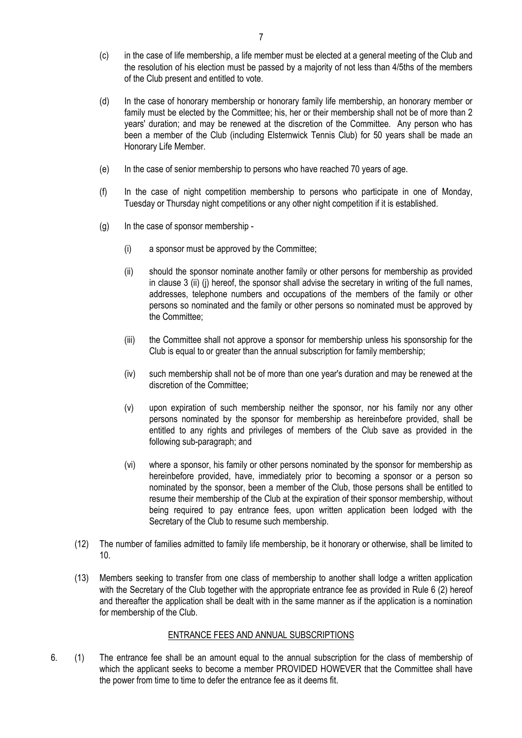(c) in the case of life membership, a life member must be elected at a general meeting of the Club and the resolution of his election must be passed by a majority of not less than 4/5ths of the members of the Club present and entitled to vote.

(d) In the case of honorary membership or honorary family life membership, an honorary member or family must be elected by the Committee; his, her or their membership shall not be of more than 2 years' duration; and may be renewed at the discretion of the Committee. Any person who has been a member of the Club (including Elsternwick Tennis Club) for 50 years shall be made an Honorary Life Member.

(e) In the case of senior membership to persons who have reached 70 years of age.

(f) In the case of night competition membership to persons who participate in one of Monday, Tuesday or Thursday night competitions or any other night competition if it is established.

(g) In the case of sponsor membership -

(i) a sponsor must be approved by the Committee;

(ii) should the sponsor nominate another family or other persons for membership as provided in clause 3 (ii) (j) hereof, the sponsor shall advise the secretary in writing of the full names, addresses, telephone numbers and occupations of the members of the family or other persons so nominated and the family or other persons so nominated must be approved by the Committee;

(iii) the Committee shall not approve a sponsor for membership unless his sponsorship for the Club is equal to or greater than the annual subscription for family membership;

(iv) such membership shall not be of more than one year's duration and may be renewed at the discretion of the Committee;

(v) upon expiration of such membership neither the sponsor, nor his family nor any other persons nominated by the sponsor for membership as hereinbefore provided, shall be entitled to any rights and privileges of members of the Club save as provided in the following sub-paragraph; and

(vi) where a sponsor, his family or other persons nominated by the sponsor for membership as hereinbefore provided, have, immediately prior to becoming a sponsor or a person so nominated by the sponsor, been a member of the Club, those persons shall be entitled to resume their membership of the Club at the expiration of their sponsor membership, without being required to pay entrance fees, upon written application been lodged with the Secretary of the Club to resume such membership.

(12) The number of families admitted to family life membership, be it honorary or otherwise, shall be limited to 10.

(13) Members seeking to transfer from one class of membership to another shall lodge a written application with the Secretary of the Club together with the appropriate entrance fee as provided in Rule 6 (2) hereof and thereafter the application shall be dealt with in the same manner as if the application is a nomination for membership of the Club.

## ENTRANCE FEES AND ANNUAL SUBSCRIPTIONS

6. (1) The entrance fee shall be an amount equal to the annual subscription for the class of membership of which the applicant seeks to become a member PROVIDED HOWEVER that the Committee shall have the power from time to time to defer the entrance fee as it deems fit.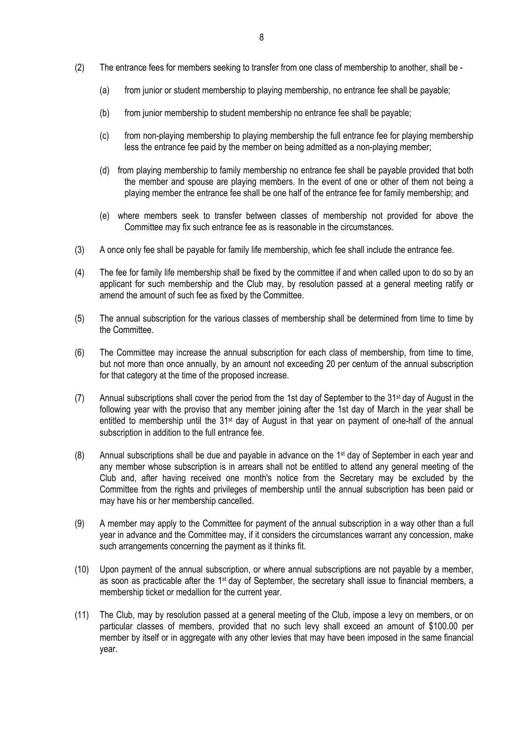(2) The entrance fees for members seeking to transfer from one class of membership to another, shall be -

(a) from junior or student membership to playing membership, no entrance fee shall be payable;

(b) from junior membership to student membership no entrance fee shall be payable;

(c) from non-playing membership to playing membership the full entrance fee for playing membership less the entrance fee paid by the member on being admitted as a non-playing member;

(d) from playing membership to family membership no entrance fee shall be payable provided that both the member and spouse are playing members. In the event of one or other of them not being a playing member the entrance fee shall be one half of the entrance fee for family membership; and

(e) where members seek to transfer between classes of membership not provided for above the Committee may fix such entrance fee as is reasonable in the circumstances.

(3) A once only fee shall be payable for family life membership, which fee shall include the entrance fee.

(4) The fee for family life membership shall be fixed by the committee if and when called upon to do so by an applicant for such membership and the Club may, by resolution passed at a general meeting ratify or amend the amount of such fee as fixed by the Committee.

(5) The annual subscription for the various classes of membership shall be determined from time to time by the Committee.

(6) The Committee may increase the annual subscription for each class of membership, from time to time, but not more than once annually, by an amount not exceeding 20 per centum of the annual subscription for that category at the time of the proposed increase.

(7) Annual subscriptions shall cover the period from the 1st day of September to the 31st day of August in the following year with the proviso that any member joining after the 1st day of March in the year shall be entitled to membership until the 31st day of August in that year on payment of one-half of the annual subscription in addition to the full entrance fee.

(8) Annual subscriptions shall be due and payable in advance on the 1st day of September in each year and any member whose subscription is in arrears shall not be entitled to attend any general meeting of the Club and, after having received one month's notice from the Secretary may be excluded by the Committee from the rights and privileges of membership until the annual subscription has been paid or may have his or her membership cancelled.

(9) A member may apply to the Committee for payment of the annual subscription in a way other than a full year in advance and the Committee may, if it considers the circumstances warrant any concession, make such arrangements concerning the payment as it thinks fit.

(10) Upon payment of the annual subscription, or where annual subscriptions are not payable by a member, as soon as practicable after the 1st day of September, the secretary shall issue to financial members, a membership ticket or medallion for the current year.

(11) The Club, may by resolution passed at a general meeting of the Club, impose a levy on members, or on particular classes of members, provided that no such levy shall exceed an amount of $100.00 per member by itself or in aggregate with any other levies that may have been imposed in the same financial year.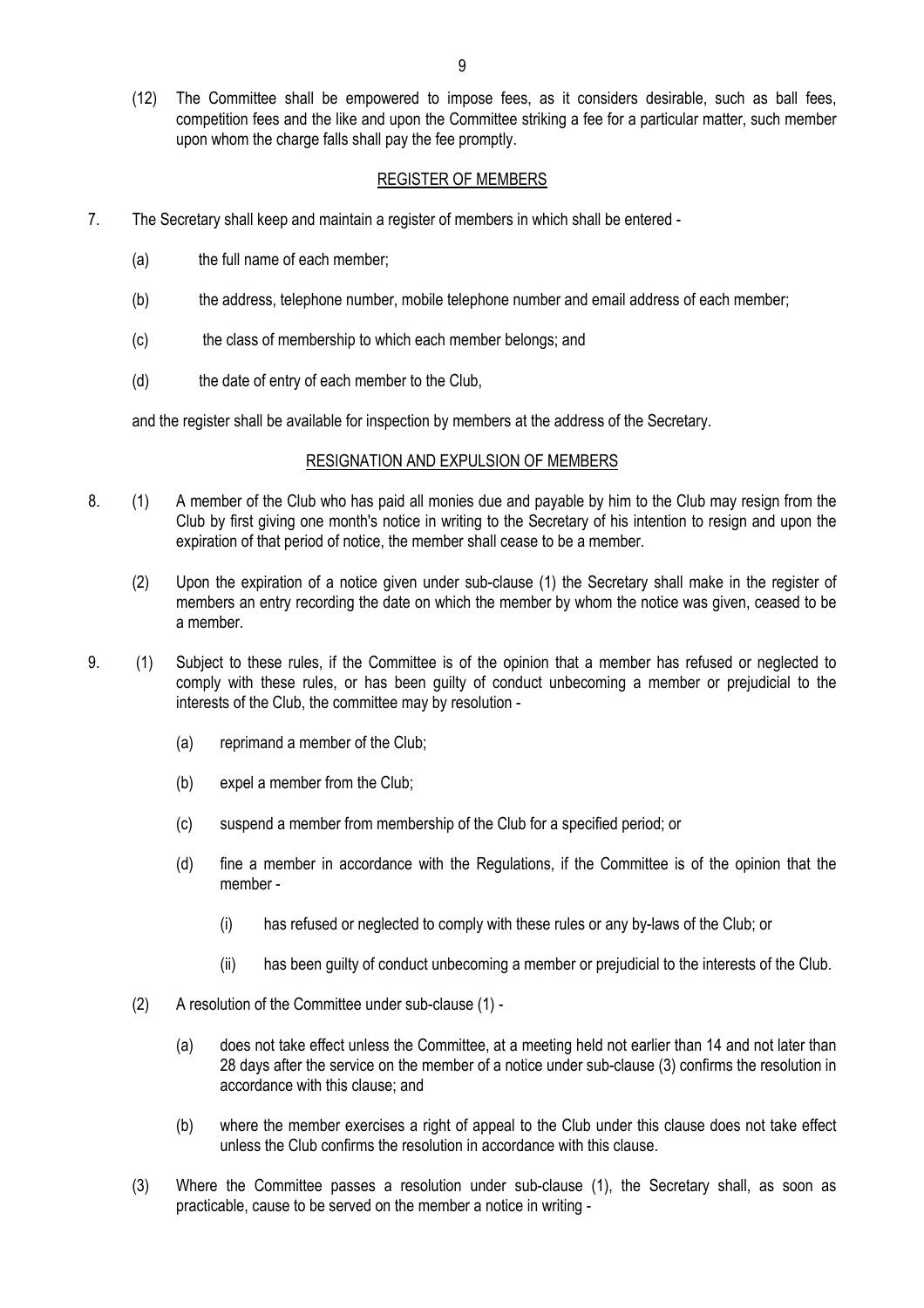(12) The Committee shall be empowered to impose fees, as it considers desirable, such as ball fees, competition fees and the like and upon the Committee striking a fee for a particular matter, such member upon whom the charge falls shall pay the fee promptly.

## REGISTER OF MEMBERS

7. The Secretary shall keep and maintain a register of members in which shall be entered -

   (a) the full name of each member;

   (b) the address, telephone number, mobile telephone number and email address of each member;

   (c) the class of membership to which each member belongs; and

   (d) the date of entry of each member to the Club,

   and the register shall be available for inspection by members at the address of the Secretary.

## RESIGNATION AND EXPULSION OF MEMBERS

8. (1) A member of the Club who has paid all monies due and payable by him to the Club may resign from the Club by first giving one month's notice in writing to the Secretary of his intention to resign and upon the expiration of that period of notice, the member shall cease to be a member.

   (2) Upon the expiration of a notice given under sub-clause (1) the Secretary shall make in the register of members an entry recording the date on which the member by whom the notice was given, ceased to be a member.

9. (1) Subject to these rules, if the Committee is of the opinion that a member has refused or neglected to comply with these rules, or has been guilty of conduct unbecoming a member or prejudicial to the interests of the Club, the committee may by resolution -

   (a) reprimand a member of the Club;

   (b) expel a member from the Club;

   (c) suspend a member from membership of the Club for a specified period; or

   (d) fine a member in accordance with the Regulations, if the Committee is of the opinion that the member -

      (i) has refused or neglected to comply with these rules or any by-laws of the Club; or

      (ii) has been guilty of conduct unbecoming a member or prejudicial to the interests of the Club.

   (2) A resolution of the Committee under sub-clause (1) -

   (a) does not take effect unless the Committee, at a meeting held not earlier than 14 and not later than 28 days after the service on the member of a notice under sub-clause (3) confirms the resolution in accordance with this clause; and

   (b) where the member exercises a right of appeal to the Club under this clause does not take effect unless the Club confirms the resolution in accordance with this clause.

   (3) Where the Committee passes a resolution under sub-clause (1), the Secretary shall, as soon as practicable, cause to be served on the member a notice in writing -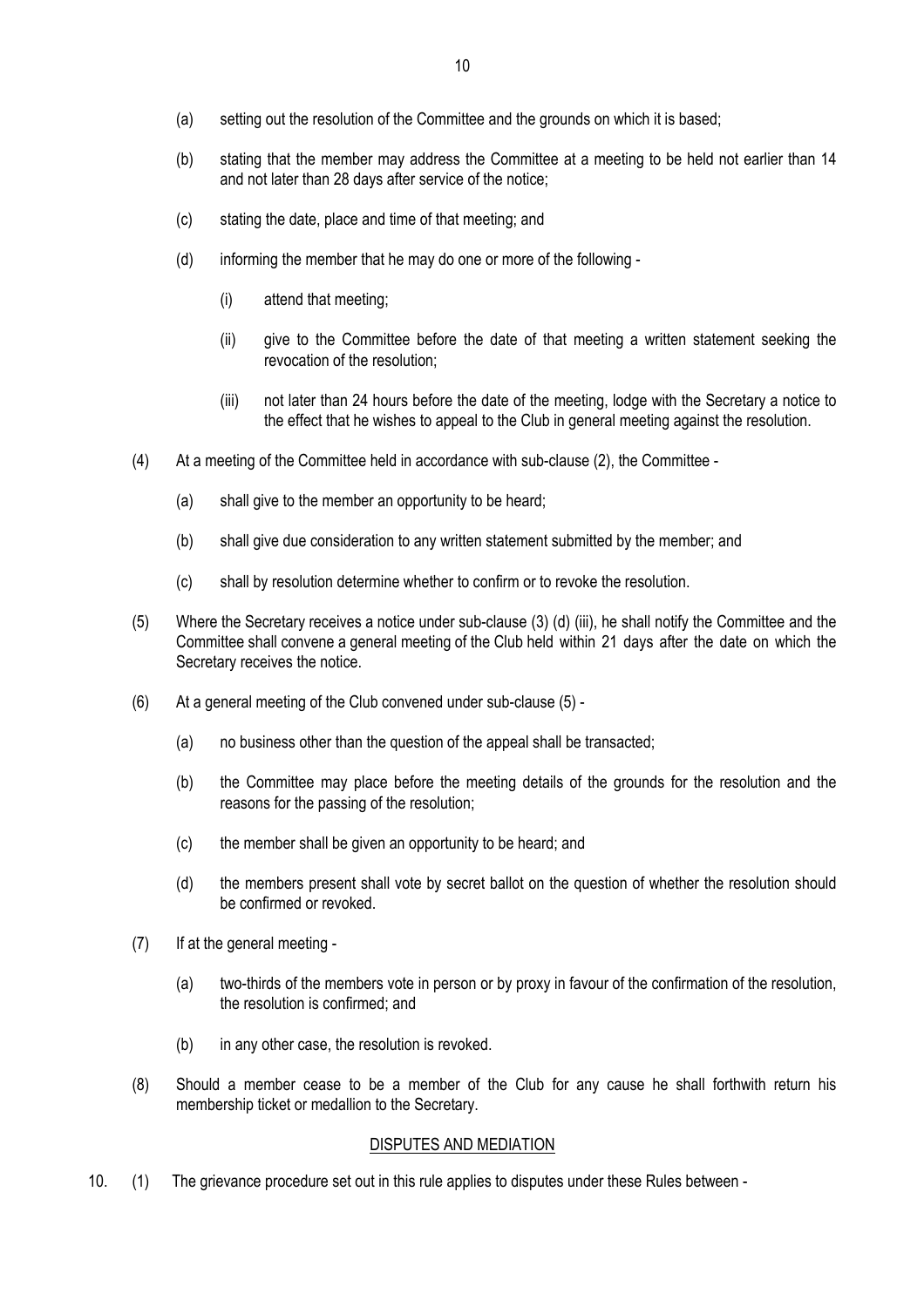(a) setting out the resolution of the Committee and the grounds on which it is based;

(b) stating that the member may address the Committee at a meeting to be held not earlier than 14 and not later than 28 days after service of the notice;

(c) stating the date, place and time of that meeting; and

(d) informing the member that he may do one or more of the following -

(i) attend that meeting;

(ii) give to the Committee before the date of that meeting a written statement seeking the revocation of the resolution;

(iii) not later than 24 hours before the date of the meeting, lodge with the Secretary a notice to the effect that he wishes to appeal to the Club in general meeting against the resolution.

(4) At a meeting of the Committee held in accordance with sub-clause (2), the Committee -

(a) shall give to the member an opportunity to be heard;

(b) shall give due consideration to any written statement submitted by the member; and

(c) shall by resolution determine whether to confirm or to revoke the resolution.

(5) Where the Secretary receives a notice under sub-clause (3) (d) (iii), he shall notify the Committee and the Committee shall convene a general meeting of the Club held within 21 days after the date on which the Secretary receives the notice.

(6) At a general meeting of the Club convened under sub-clause (5) -

(a) no business other than the question of the appeal shall be transacted;

(b) the Committee may place before the meeting details of the grounds for the resolution and the reasons for the passing of the resolution;

(c) the member shall be given an opportunity to be heard; and

(d) the members present shall vote by secret ballot on the question of whether the resolution should be confirmed or revoked.

(7) If at the general meeting -

(a) two-thirds of the members vote in person or by proxy in favour of the confirmation of the resolution, the resolution is confirmed; and

(b) in any other case, the resolution is revoked.

(8) Should a member cease to be a member of the Club for any cause he shall forthwith return his membership ticket or medallion to the Secretary.

## DISPUTES AND MEDIATION

10. (1) The grievance procedure set out in this rule applies to disputes under these Rules between -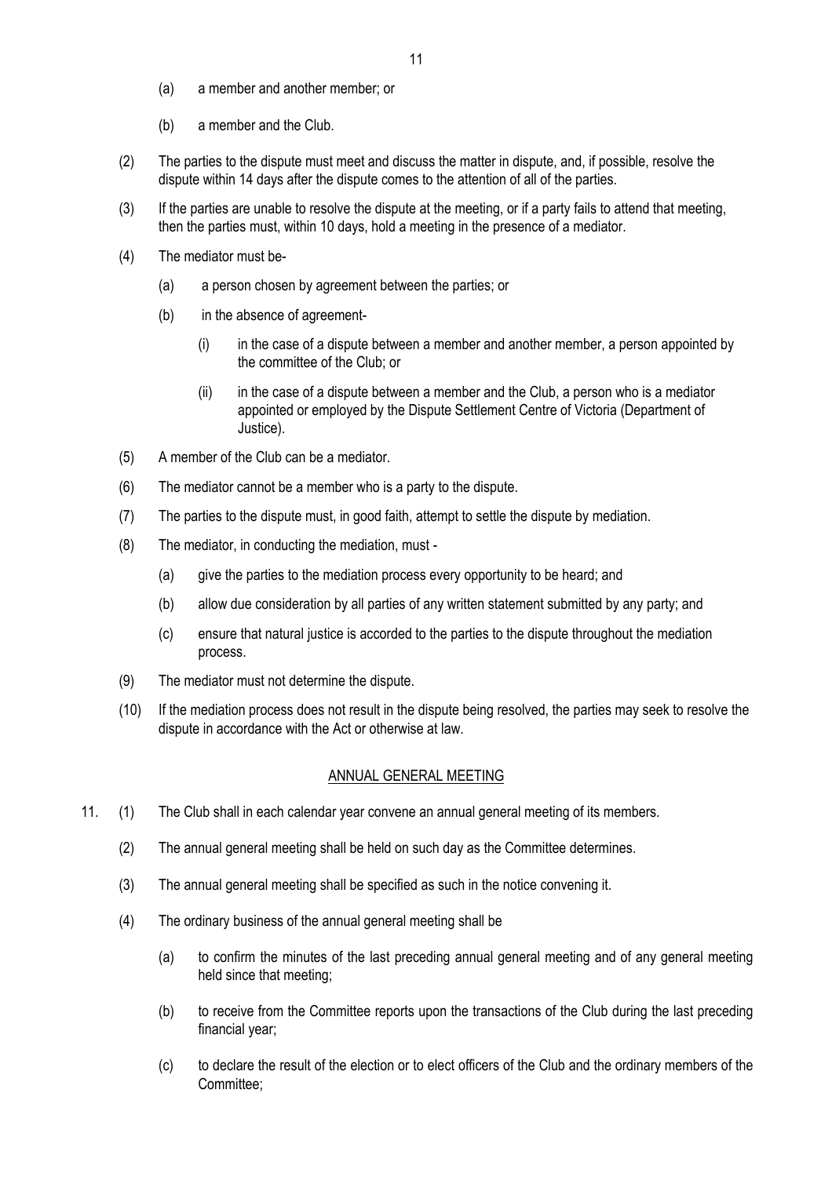(a) a member and another member; or

(b) a member and the Club.

(2) The parties to the dispute must meet and discuss the matter in dispute, and, if possible, resolve the dispute within 14 days after the dispute comes to the attention of all of the parties.

(3) If the parties are unable to resolve the dispute at the meeting, or if a party fails to attend that meeting, then the parties must, within 10 days, hold a meeting in the presence of a mediator.

(4) The mediator must be-

(a) a person chosen by agreement between the parties; or

(b) in the absence of agreement-

(i) in the case of a dispute between a member and another member, a person appointed by the committee of the Club; or

(ii) in the case of a dispute between a member and the Club, a person who is a mediator appointed or employed by the Dispute Settlement Centre of Victoria (Department of Justice).

(5) A member of the Club can be a mediator.

(6) The mediator cannot be a member who is a party to the dispute.

(7) The parties to the dispute must, in good faith, attempt to settle the dispute by mediation.

(8) The mediator, in conducting the mediation, must -

(a) give the parties to the mediation process every opportunity to be heard; and

(b) allow due consideration by all parties of any written statement submitted by any party; and

(c) ensure that natural justice is accorded to the parties to the dispute throughout the mediation process.

(9) The mediator must not determine the dispute.

(10) If the mediation process does not result in the dispute being resolved, the parties may seek to resolve the dispute in accordance with the Act or otherwise at law.

## ANNUAL GENERAL MEETING

11. (1) The Club shall in each calendar year convene an annual general meeting of its members.

(2) The annual general meeting shall be held on such day as the Committee determines.

(3) The annual general meeting shall be specified as such in the notice convening it.

(4) The ordinary business of the annual general meeting shall be

(a) to confirm the minutes of the last preceding annual general meeting and of any general meeting held since that meeting;

(b) to receive from the Committee reports upon the transactions of the Club during the last preceding financial year;

(c) to declare the result of the election or to elect officers of the Club and the ordinary members of the Committee;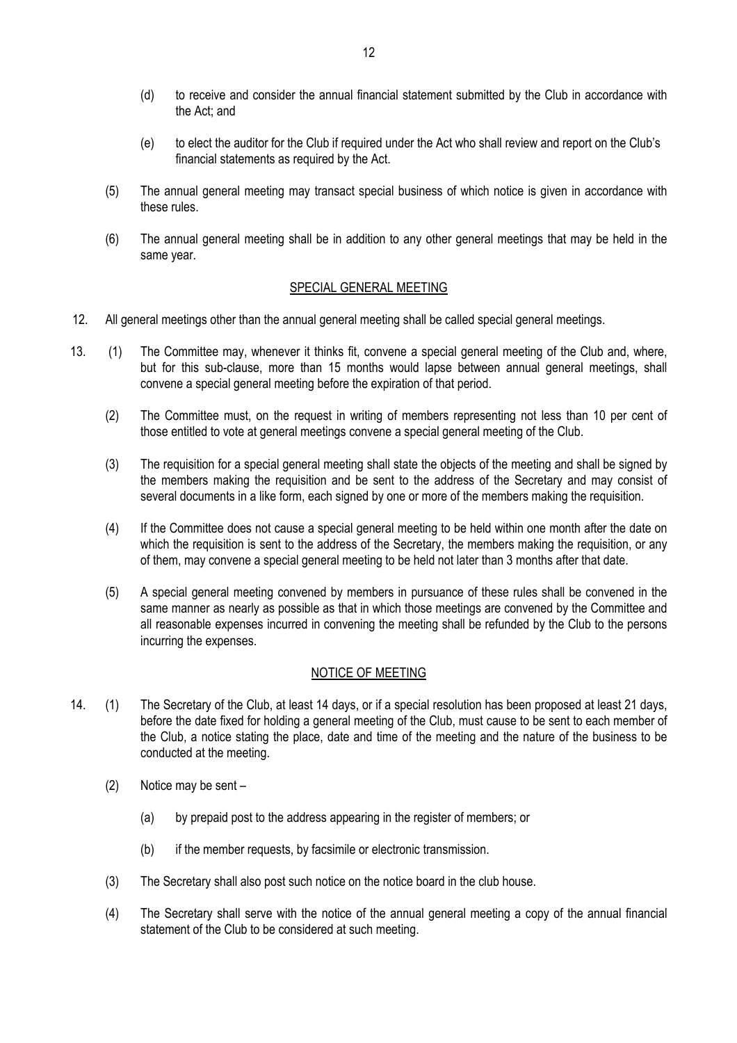(d) to receive and consider the annual financial statement submitted by the Club in accordance with the Act; and

(e) to elect the auditor for the Club if required under the Act who shall review and report on the Club's financial statements as required by the Act.

(5) The annual general meeting may transact special business of which notice is given in accordance with these rules.

(6) The annual general meeting shall be in addition to any other general meetings that may be held in the same year.

## SPECIAL GENERAL MEETING

12. All general meetings other than the annual general meeting shall be called special general meetings.

13. (1) The Committee may, whenever it thinks fit, convene a special general meeting of the Club and, where, but for this sub-clause, more than 15 months would lapse between annual general meetings, shall convene a special general meeting before the expiration of that period.

(2) The Committee must, on the request in writing of members representing not less than 10 per cent of those entitled to vote at general meetings convene a special general meeting of the Club.

(3) The requisition for a special general meeting shall state the objects of the meeting and shall be signed by the members making the requisition and be sent to the address of the Secretary and may consist of several documents in a like form, each signed by one or more of the members making the requisition.

(4) If the Committee does not cause a special general meeting to be held within one month after the date on which the requisition is sent to the address of the Secretary, the members making the requisition, or any of them, may convene a special general meeting to be held not later than 3 months after that date.

(5) A special general meeting convened by members in pursuance of these rules shall be convened in the same manner as nearly as possible as that in which those meetings are convened by the Committee and all reasonable expenses incurred in convening the meeting shall be refunded by the Club to the persons incurring the expenses.

## NOTICE OF MEETING

14. (1) The Secretary of the Club, at least 14 days, or if a special resolution has been proposed at least 21 days, before the date fixed for holding a general meeting of the Club, must cause to be sent to each member of the Club, a notice stating the place, date and time of the meeting and the nature of the business to be conducted at the meeting.

(2) Notice may be sent –

(a) by prepaid post to the address appearing in the register of members; or

(b) if the member requests, by facsimile or electronic transmission.

(3) The Secretary shall also post such notice on the notice board in the club house.

(4) The Secretary shall serve with the notice of the annual general meeting a copy of the annual financial statement of the Club to be considered at such meeting.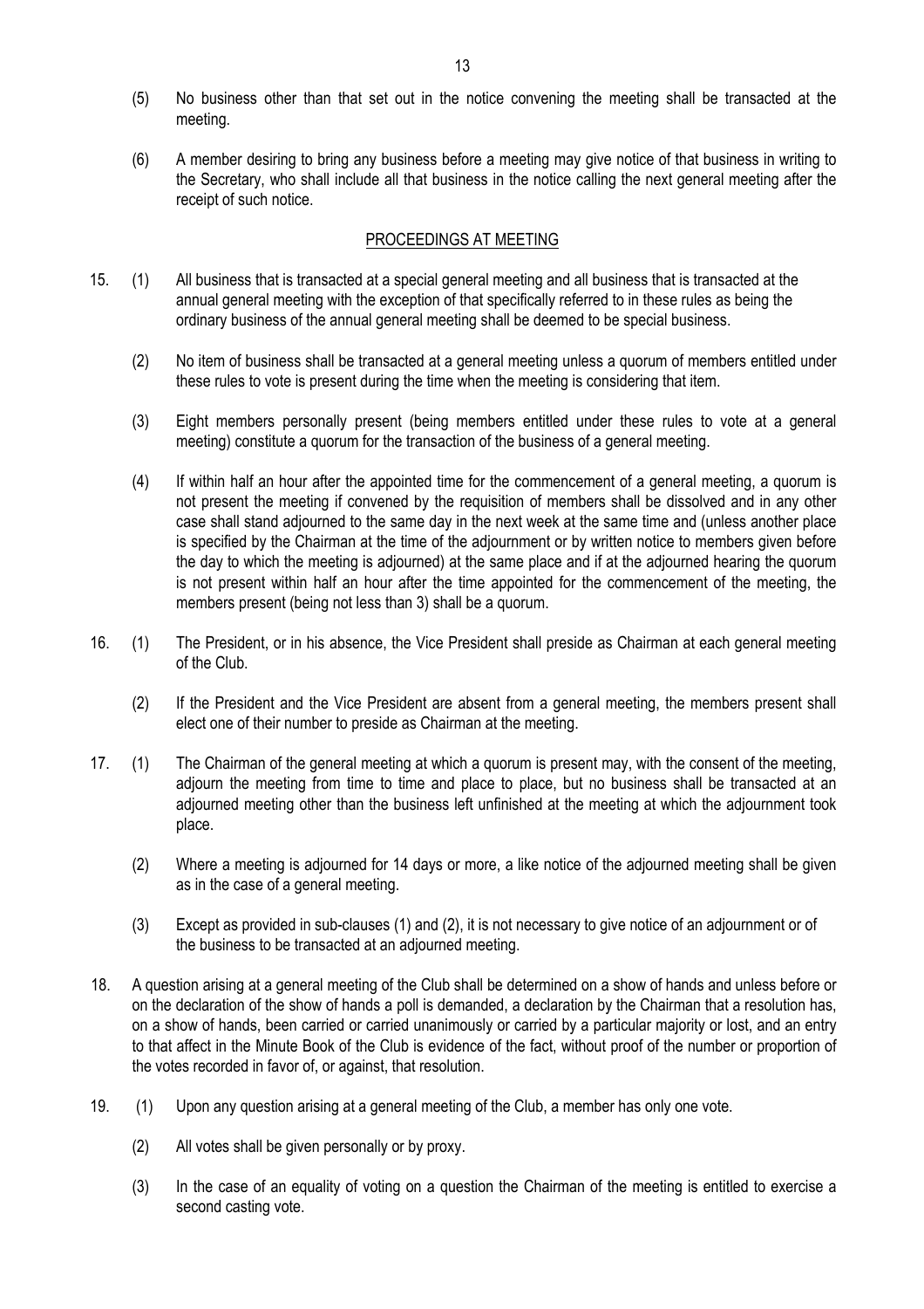(5) No business other than that set out in the notice convening the meeting shall be transacted at the meeting.

(6) A member desiring to bring any business before a meeting may give notice of that business in writing to the Secretary, who shall include all that business in the notice calling the next general meeting after the receipt of such notice.

## PROCEEDINGS AT MEETING

15. (1) All business that is transacted at a special general meeting and all business that is transacted at the annual general meeting with the exception of that specifically referred to in these rules as being the ordinary business of the annual general meeting shall be deemed to be special business.

(2) No item of business shall be transacted at a general meeting unless a quorum of members entitled under these rules to vote is present during the time when the meeting is considering that item.

(3) Eight members personally present (being members entitled under these rules to vote at a general meeting) constitute a quorum for the transaction of the business of a general meeting.

(4) If within half an hour after the appointed time for the commencement of a general meeting, a quorum is not present the meeting if convened by the requisition of members shall be dissolved and in any other case shall stand adjourned to the same day in the next week at the same time and (unless another place is specified by the Chairman at the time of the adjournment or by written notice to members given before the day to which the meeting is adjourned) at the same place and if at the adjourned hearing the quorum is not present within half an hour after the time appointed for the commencement of the meeting, the members present (being not less than 3) shall be a quorum.

16. (1) The President, or in his absence, the Vice President shall preside as Chairman at each general meeting of the Club.

(2) If the President and the Vice President are absent from a general meeting, the members present shall elect one of their number to preside as Chairman at the meeting.

17. (1) The Chairman of the general meeting at which a quorum is present may, with the consent of the meeting, adjourn the meeting from time to time and place to place, but no business shall be transacted at an adjourned meeting other than the business left unfinished at the meeting at which the adjournment took place.

(2) Where a meeting is adjourned for 14 days or more, a like notice of the adjourned meeting shall be given as in the case of a general meeting.

(3) Except as provided in sub-clauses (1) and (2), it is not necessary to give notice of an adjournment or of the business to be transacted at an adjourned meeting.

18. A question arising at a general meeting of the Club shall be determined on a show of hands and unless before or on the declaration of the show of hands a poll is demanded, a declaration by the Chairman that a resolution has, on a show of hands, been carried or carried unanimously or carried by a particular majority or lost, and an entry to that affect in the Minute Book of the Club is evidence of the fact, without proof of the number or proportion of the votes recorded in favor of, or against, that resolution.

19. (1) Upon any question arising at a general meeting of the Club, a member has only one vote.

(2) All votes shall be given personally or by proxy.

(3) In the case of an equality of voting on a question the Chairman of the meeting is entitled to exercise a second casting vote.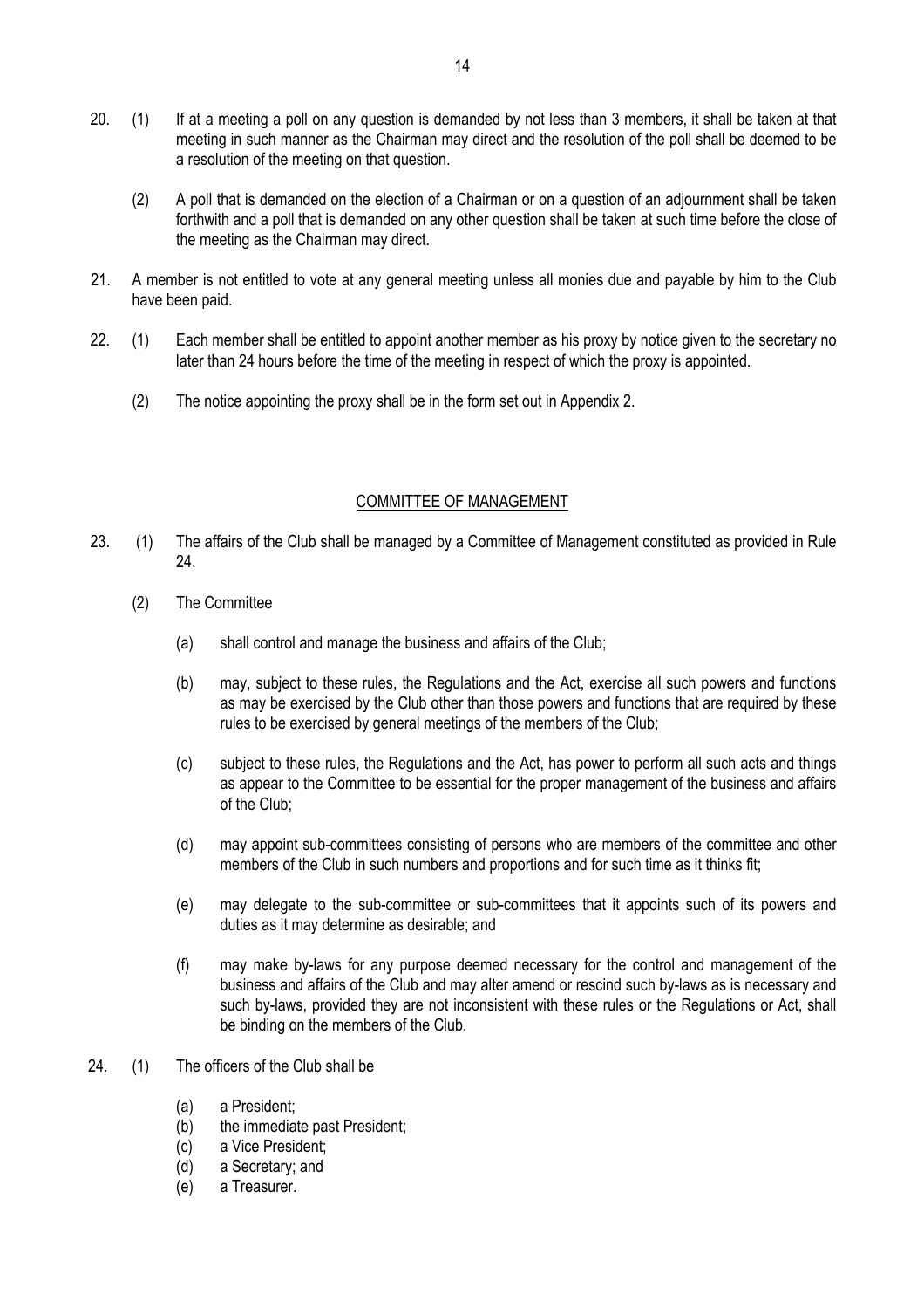20. (1) If at a meeting a poll on any question is demanded by not less than 3 members, it shall be taken at that meeting in such manner as the Chairman may direct and the resolution of the poll shall be deemed to be a resolution of the meeting on that question.

    (2) A poll that is demanded on the election of a Chairman or on a question of an adjournment shall be taken forthwith and a poll that is demanded on any other question shall be taken at such time before the close of the meeting as the Chairman may direct.

21. A member is not entitled to vote at any general meeting unless all monies due and payable by him to the Club have been paid.

22. (1) Each member shall be entitled to appoint another member as his proxy by notice given to the secretary no later than 24 hours before the time of the meeting in respect of which the proxy is appointed.

    (2) The notice appointing the proxy shall be in the form set out in Appendix 2.

## COMMITTEE OF MANAGEMENT

23. (1) The affairs of the Club shall be managed by a Committee of Management constituted as provided in Rule 24.

    (2) The Committee

    (a) shall control and manage the business and affairs of the Club;

    (b) may, subject to these rules, the Regulations and the Act, exercise all such powers and functions as may be exercised by the Club other than those powers and functions that are required by these rules to be exercised by general meetings of the members of the Club;

    (c) subject to these rules, the Regulations and the Act, has power to perform all such acts and things as appear to the Committee to be essential for the proper management of the business and affairs of the Club;

    (d) may appoint sub-committees consisting of persons who are members of the committee and other members of the Club in such numbers and proportions and for such time as it thinks fit;

    (e) may delegate to the sub-committee or sub-committees that it appoints such of its powers and duties as it may determine as desirable; and

    (f) may make by-laws for any purpose deemed necessary for the control and management of the business and affairs of the Club and may alter amend or rescind such by-laws as is necessary and such by-laws, provided they are not inconsistent with these rules or the Regulations or Act, shall be binding on the members of the Club.

24. (1) The officers of the Club shall be

    (a) a President;
    (b) the immediate past President;
    (c) a Vice President;
    (d) a Secretary; and
    (e) a Treasurer.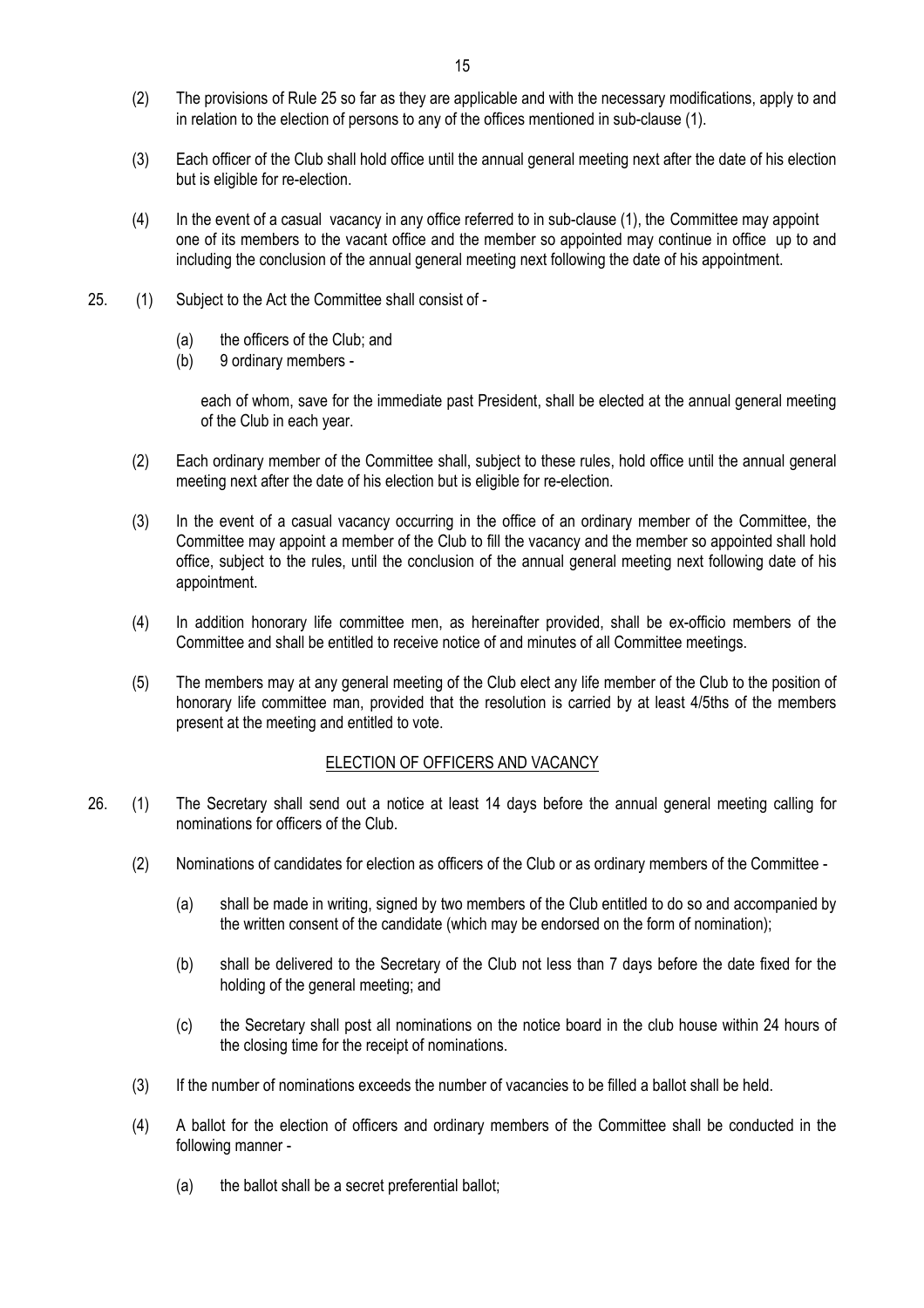(2) The provisions of Rule 25 so far as they are applicable and with the necessary modifications, apply to and in relation to the election of persons to any of the offices mentioned in sub-clause (1).

(3) Each officer of the Club shall hold office until the annual general meeting next after the date of his election but is eligible for re-election.

(4) In the event of a casual vacancy in any office referred to in sub-clause (1), the Committee may appoint one of its members to the vacant office and the member so appointed may continue in office up to and including the conclusion of the annual general meeting next following the date of his appointment.

25. (1) Subject to the Act the Committee shall consist of -

(a) the officers of the Club; and
(b) 9 ordinary members -

each of whom, save for the immediate past President, shall be elected at the annual general meeting of the Club in each year.

(2) Each ordinary member of the Committee shall, subject to these rules, hold office until the annual general meeting next after the date of his election but is eligible for re-election.

(3) In the event of a casual vacancy occurring in the office of an ordinary member of the Committee, the Committee may appoint a member of the Club to fill the vacancy and the member so appointed shall hold office, subject to the rules, until the conclusion of the annual general meeting next following date of his appointment.

(4) In addition honorary life committee men, as hereinafter provided, shall be ex-officio members of the Committee and shall be entitled to receive notice of and minutes of all Committee meetings.

(5) The members may at any general meeting of the Club elect any life member of the Club to the position of honorary life committee man, provided that the resolution is carried by at least 4/5ths of the members present at the meeting and entitled to vote.

## ELECTION OF OFFICERS AND VACANCY

26. (1) The Secretary shall send out a notice at least 14 days before the annual general meeting calling for nominations for officers of the Club.

(2) Nominations of candidates for election as officers of the Club or as ordinary members of the Committee -

(a) shall be made in writing, signed by two members of the Club entitled to do so and accompanied by the written consent of the candidate (which may be endorsed on the form of nomination);

(b) shall be delivered to the Secretary of the Club not less than 7 days before the date fixed for the holding of the general meeting; and

(c) the Secretary shall post all nominations on the notice board in the club house within 24 hours of the closing time for the receipt of nominations.

(3) If the number of nominations exceeds the number of vacancies to be filled a ballot shall be held.

(4) A ballot for the election of officers and ordinary members of the Committee shall be conducted in the following manner -

(a) the ballot shall be a secret preferential ballot;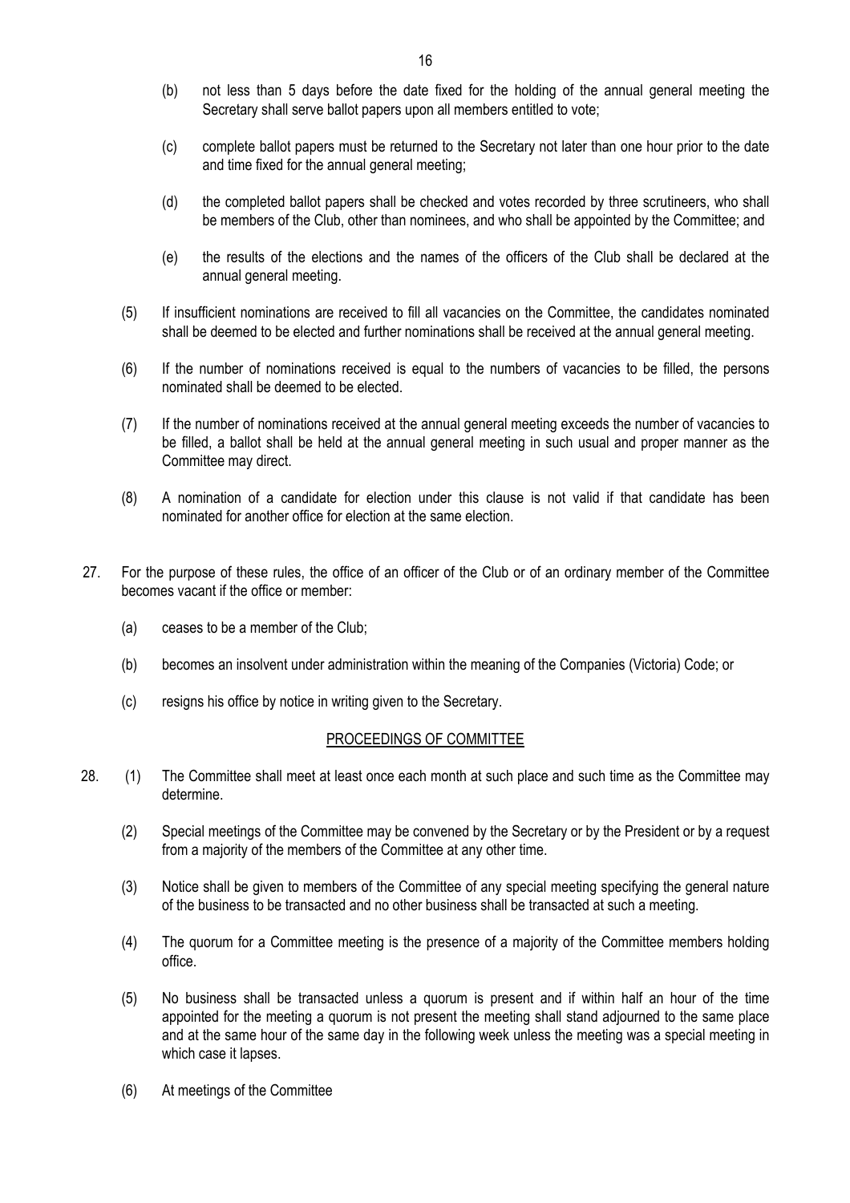(b) not less than 5 days before the date fixed for the holding of the annual general meeting the Secretary shall serve ballot papers upon all members entitled to vote;

(c) complete ballot papers must be returned to the Secretary not later than one hour prior to the date and time fixed for the annual general meeting;

(d) the completed ballot papers shall be checked and votes recorded by three scrutineers, who shall be members of the Club, other than nominees, and who shall be appointed by the Committee; and

(e) the results of the elections and the names of the officers of the Club shall be declared at the annual general meeting.

(5) If insufficient nominations are received to fill all vacancies on the Committee, the candidates nominated shall be deemed to be elected and further nominations shall be received at the annual general meeting.

(6) If the number of nominations received is equal to the numbers of vacancies to be filled, the persons nominated shall be deemed to be elected.

(7) If the number of nominations received at the annual general meeting exceeds the number of vacancies to be filled, a ballot shall be held at the annual general meeting in such usual and proper manner as the Committee may direct.

(8) A nomination of a candidate for election under this clause is not valid if that candidate has been nominated for another office for election at the same election.

27. For the purpose of these rules, the office of an officer of the Club or of an ordinary member of the Committee becomes vacant if the office or member:

(a) ceases to be a member of the Club;

(b) becomes an insolvent under administration within the meaning of the Companies (Victoria) Code; or

(c) resigns his office by notice in writing given to the Secretary.

## PROCEEDINGS OF COMMITTEE

28. (1) The Committee shall meet at least once each month at such place and such time as the Committee may determine.

(2) Special meetings of the Committee may be convened by the Secretary or by the President or by a request from a majority of the members of the Committee at any other time.

(3) Notice shall be given to members of the Committee of any special meeting specifying the general nature of the business to be transacted and no other business shall be transacted at such a meeting.

(4) The quorum for a Committee meeting is the presence of a majority of the Committee members holding office.

(5) No business shall be transacted unless a quorum is present and if within half an hour of the time appointed for the meeting a quorum is not present the meeting shall stand adjourned to the same place and at the same hour of the same day in the following week unless the meeting was a special meeting in which case it lapses.

(6) At meetings of the Committee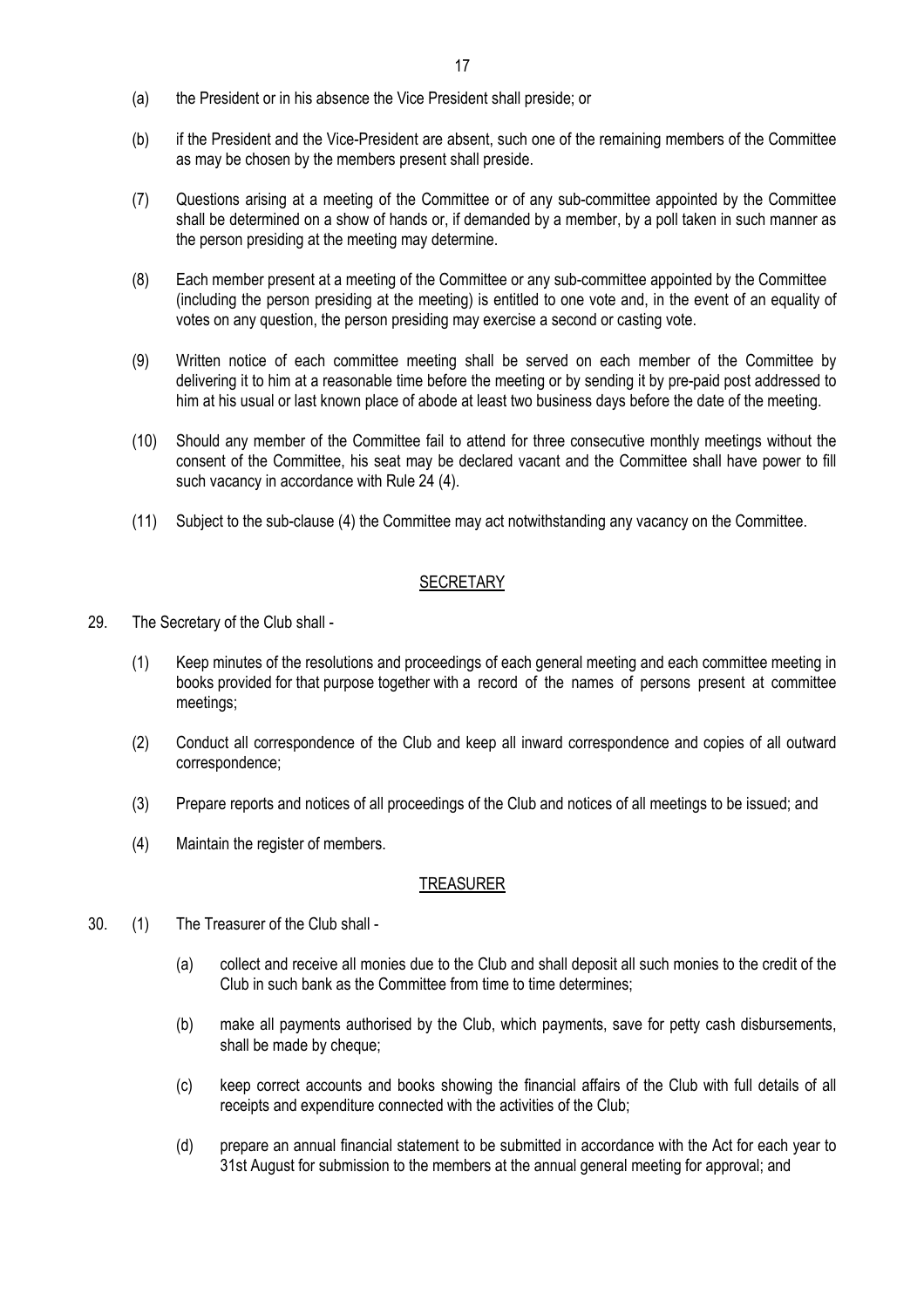(a) the President or in his absence the Vice President shall preside; or

(b) if the President and the Vice-President are absent, such one of the remaining members of the Committee as may be chosen by the members present shall preside.

(7) Questions arising at a meeting of the Committee or of any sub-committee appointed by the Committee shall be determined on a show of hands or, if demanded by a member, by a poll taken in such manner as the person presiding at the meeting may determine.

(8) Each member present at a meeting of the Committee or any sub-committee appointed by the Committee (including the person presiding at the meeting) is entitled to one vote and, in the event of an equality of votes on any question, the person presiding may exercise a second or casting vote.

(9) Written notice of each committee meeting shall be served on each member of the Committee by delivering it to him at a reasonable time before the meeting or by sending it by pre-paid post addressed to him at his usual or last known place of abode at least two business days before the date of the meeting.

(10) Should any member of the Committee fail to attend for three consecutive monthly meetings without the consent of the Committee, his seat may be declared vacant and the Committee shall have power to fill such vacancy in accordance with Rule 24 (4).

(11) Subject to the sub-clause (4) the Committee may act notwithstanding any vacancy on the Committee.

## SECRETARY

29. The Secretary of the Club shall -

(1) Keep minutes of the resolutions and proceedings of each general meeting and each committee meeting in books provided for that purpose together with a record of the names of persons present at committee meetings;

(2) Conduct all correspondence of the Club and keep all inward correspondence and copies of all outward correspondence;

(3) Prepare reports and notices of all proceedings of the Club and notices of all meetings to be issued; and

(4) Maintain the register of members.

## TREASURER

30. (1) The Treasurer of the Club shall -

(a) collect and receive all monies due to the Club and shall deposit all such monies to the credit of the Club in such bank as the Committee from time to time determines;

(b) make all payments authorised by the Club, which payments, save for petty cash disbursements, shall be made by cheque;

(c) keep correct accounts and books showing the financial affairs of the Club with full details of all receipts and expenditure connected with the activities of the Club;

(d) prepare an annual financial statement to be submitted in accordance with the Act for each year to 31st August for submission to the members at the annual general meeting for approval; and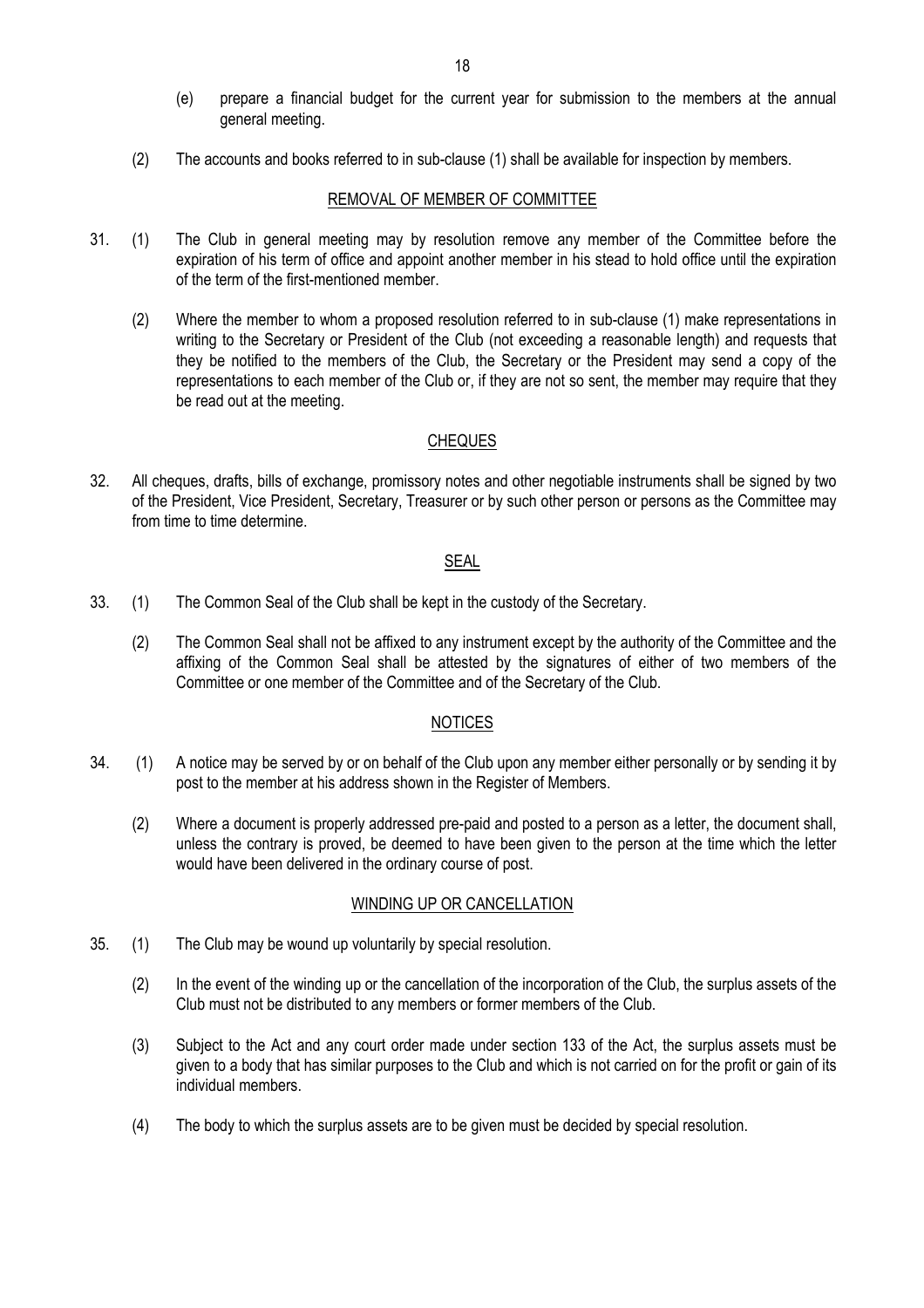(e) prepare a financial budget for the current year for submission to the members at the annual general meeting.

(2) The accounts and books referred to in sub-clause (1) shall be available for inspection by members.

## REMOVAL OF MEMBER OF COMMITTEE

31. (1) The Club in general meeting may by resolution remove any member of the Committee before the expiration of his term of office and appoint another member in his stead to hold office until the expiration of the term of the first-mentioned member.

    (2) Where the member to whom a proposed resolution referred to in sub-clause (1) make representations in writing to the Secretary or President of the Club (not exceeding a reasonable length) and requests that they be notified to the members of the Club, the Secretary or the President may send a copy of the representations to each member of the Club or, if they are not so sent, the member may require that they be read out at the meeting.

## CHEQUES

32. All cheques, drafts, bills of exchange, promissory notes and other negotiable instruments shall be signed by two of the President, Vice President, Secretary, Treasurer or by such other person or persons as the Committee may from time to time determine.

## SEAL

33. (1) The Common Seal of the Club shall be kept in the custody of the Secretary.

    (2) The Common Seal shall not be affixed to any instrument except by the authority of the Committee and the affixing of the Common Seal shall be attested by the signatures of either of two members of the Committee or one member of the Committee and of the Secretary of the Club.

## NOTICES

34. (1) A notice may be served by or on behalf of the Club upon any member either personally or by sending it by post to the member at his address shown in the Register of Members.

    (2) Where a document is properly addressed pre-paid and posted to a person as a letter, the document shall, unless the contrary is proved, be deemed to have been given to the person at the time which the letter would have been delivered in the ordinary course of post.

## WINDING UP OR CANCELLATION

35. (1) The Club may be wound up voluntarily by special resolution.

    (2) In the event of the winding up or the cancellation of the incorporation of the Club, the surplus assets of the Club must not be distributed to any members or former members of the Club.

    (3) Subject to the Act and any court order made under section 133 of the Act, the surplus assets must be given to a body that has similar purposes to the Club and which is not carried on for the profit or gain of its individual members.

    (4) The body to which the surplus assets are to be given must be decided by special resolution.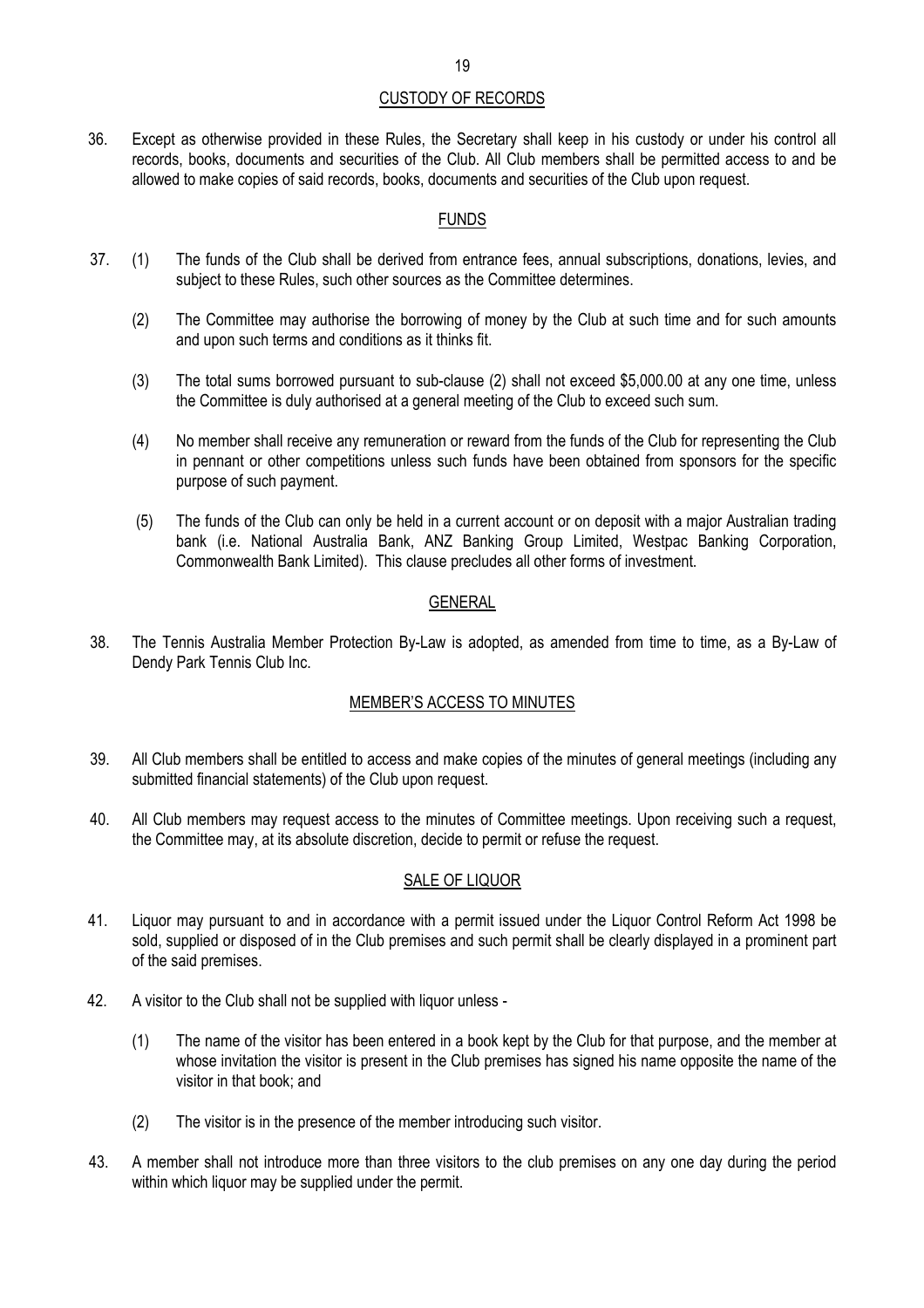## CUSTODY OF RECORDS

36. Except as otherwise provided in these Rules, the Secretary shall keep in his custody or under his control all records, books, documents and securities of the Club. All Club members shall be permitted access to and be allowed to make copies of said records, books, documents and securities of the Club upon request.

## FUNDS

37. (1) The funds of the Club shall be derived from entrance fees, annual subscriptions, donations, levies, and subject to these Rules, such other sources as the Committee determines.

    (2) The Committee may authorise the borrowing of money by the Club at such time and for such amounts and upon such terms and conditions as it thinks fit.

    (3) The total sums borrowed pursuant to sub-clause (2) shall not exceed $5,000.00 at any one time, unless the Committee is duly authorised at a general meeting of the Club to exceed such sum.

    (4) No member shall receive any remuneration or reward from the funds of the Club for representing the Club in pennant or other competitions unless such funds have been obtained from sponsors for the specific purpose of such payment.

    (5) The funds of the Club can only be held in a current account or on deposit with a major Australian trading bank (i.e. National Australia Bank, ANZ Banking Group Limited, Westpac Banking Corporation, Commonwealth Bank Limited). This clause precludes all other forms of investment.

## GENERAL

38. The Tennis Australia Member Protection By-Law is adopted, as amended from time to time, as a By-Law of Dendy Park Tennis Club Inc.

## MEMBER'S ACCESS TO MINUTES

39. All Club members shall be entitled to access and make copies of the minutes of general meetings (including any submitted financial statements) of the Club upon request.

40. All Club members may request access to the minutes of Committee meetings. Upon receiving such a request, the Committee may, at its absolute discretion, decide to permit or refuse the request.

## SALE OF LIQUOR

41. Liquor may pursuant to and in accordance with a permit issued under the Liquor Control Reform Act 1998 be sold, supplied or disposed of in the Club premises and such permit shall be clearly displayed in a prominent part of the said premises.

42. A visitor to the Club shall not be supplied with liquor unless -

    (1) The name of the visitor has been entered in a book kept by the Club for that purpose, and the member at whose invitation the visitor is present in the Club premises has signed his name opposite the name of the visitor in that book; and

    (2) The visitor is in the presence of the member introducing such visitor.

43. A member shall not introduce more than three visitors to the club premises on any one day during the period within which liquor may be supplied under the permit.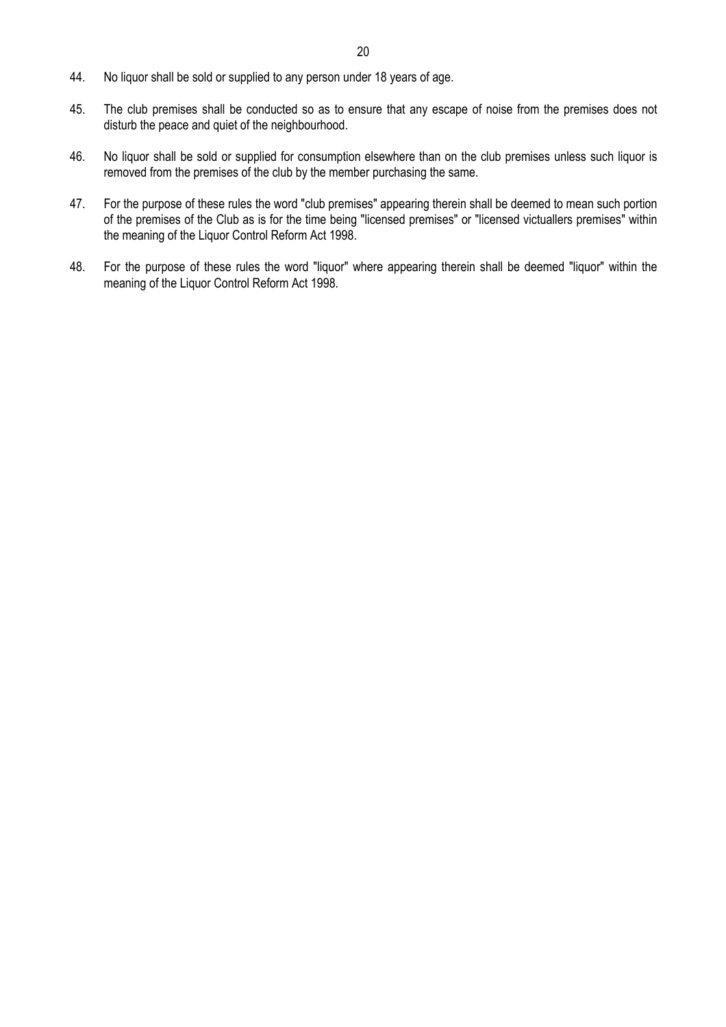44. No liquor shall be sold or supplied to any person under 18 years of age.

45. The club premises shall be conducted so as to ensure that any escape of noise from the premises does not disturb the peace and quiet of the neighbourhood.

46. No liquor shall be sold or supplied for consumption elsewhere than on the club premises unless such liquor is removed from the premises of the club by the member purchasing the same.

47. For the purpose of these rules the word "club premises" appearing therein shall be deemed to mean such portion of the premises of the Club as is for the time being "licensed premises" or "licensed victuallers premises" within the meaning of the Liquor Control Reform Act 1998.

48. For the purpose of these rules the word "liquor" where appearing therein shall be deemed "liquor" within the meaning of the Liquor Control Reform Act 1998.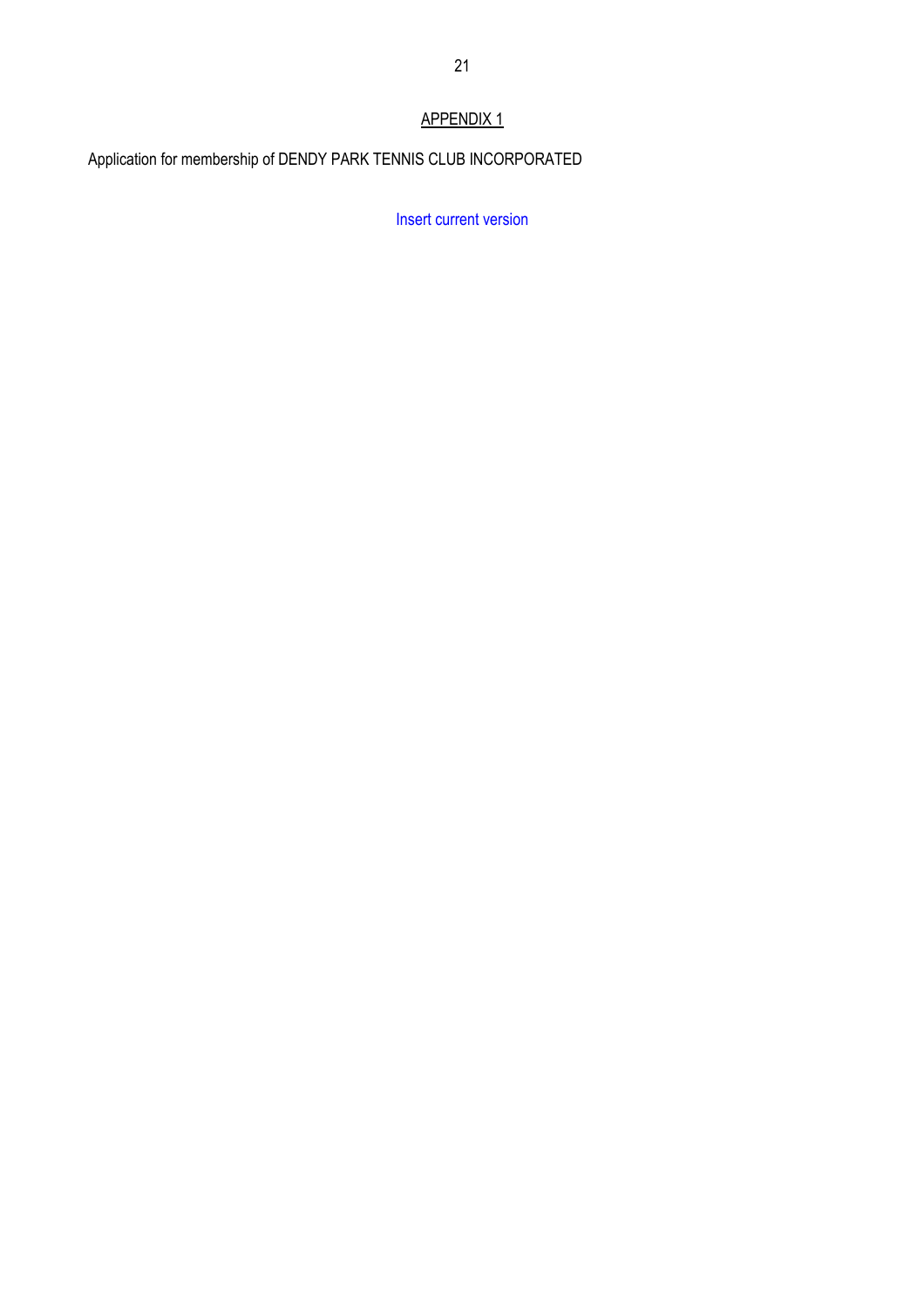## APPENDIX 1

Application for membership of DENDY PARK TENNIS CLUB INCORPORATED

Insert current version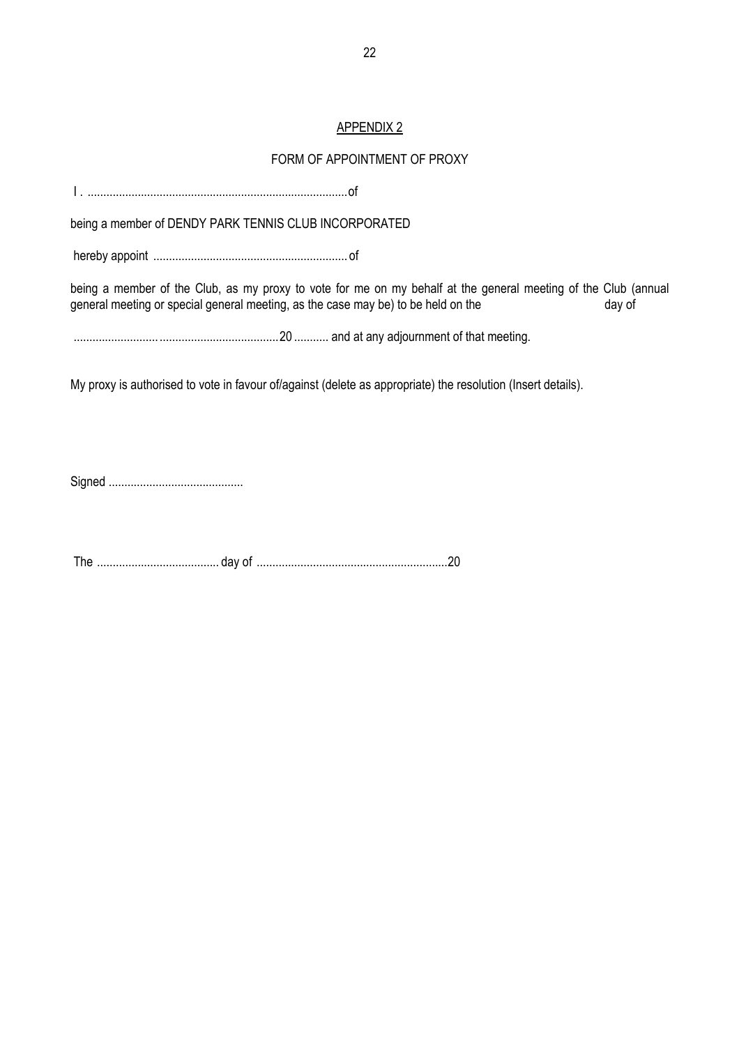## APPENDIX 2

FORM OF APPOINTMENT OF PROXY

I . ...................................................................................of

being a member of DENDY PARK TENNIS CLUB INCORPORATED

hereby appoint .............................................................. of

being a member of the Club, as my proxy to vote for me on my behalf at the general meeting of the Club (annual general meeting or special general meeting, as the case may be) to be held on the day of

............................ ......................................20 ........... and at any adjournment of that meeting.

My proxy is authorised to vote in favour of/against (delete as appropriate) the resolution (Insert details).

Signed ...........................................

The ....................................... day of .............................................................20